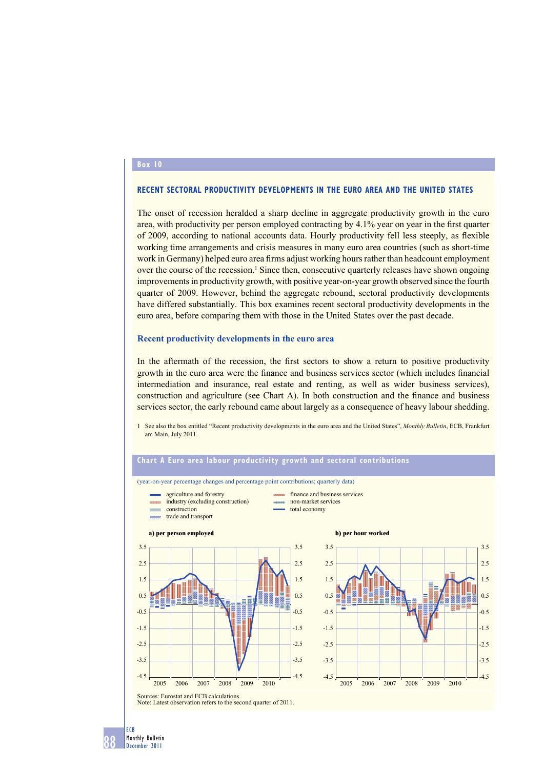Box 10

## RECENT SECTORAL PRODUCTIVITY DEVELOPMENTS IN THE EURO AREA AND THE UNITED STATES

The onset of recession heralded a sharp decline in aggregate productivity growth in the euro area, with productivity per person employed contracting by 4.1% year on year in the first quarter of 2009, according to national accounts data. Hourly productivity fell less steeply, as flexible working time arrangements and crisis measures in many euro area countries (such as short-time work in Germany) helped euro area firms adjust working hours rather than headcount employment over the course of the recession.[1] Since then, consecutive quarterly releases have shown ongoing improvements in productivity growth, with positive year-on-year growth observed since the fourth quarter of 2009. However, behind the aggregate rebound, sectoral productivity developments have differed substantially. This box examines recent sectoral productivity developments in the euro area, before comparing them with those in the United States over the past decade.

### Recent productivity developments in the euro area

In the aftermath of the recession, the first sectors to show a return to positive productivity growth in the euro area were the finance and business services sector (which includes financial intermediation and insurance, real estate and renting, as well as wider business services), construction and agriculture (see Chart A). In both construction and the finance and business services sector, the early rebound came about largely as a consequence of heavy labour shedding.

1 See also the box entitled "Recent productivity developments in the euro area and the United States", *Monthly Bulletin*, ECB, Frankfurt am Main, July 2011.

**Chart A Euro area labour productivity growth and sectoral contributions**

(year-on-year percentage changes and percentage point contributions; quarterly data)

- agriculture and forestry
- industry (excluding construction)
- construction
- trade and transport
- finance and business services
- non-market services
- total economy

a) per person employed

b) per hour worked

Sources: Eurostat and ECB calculations.
Note: Latest observation refers to the second quarter of 2011.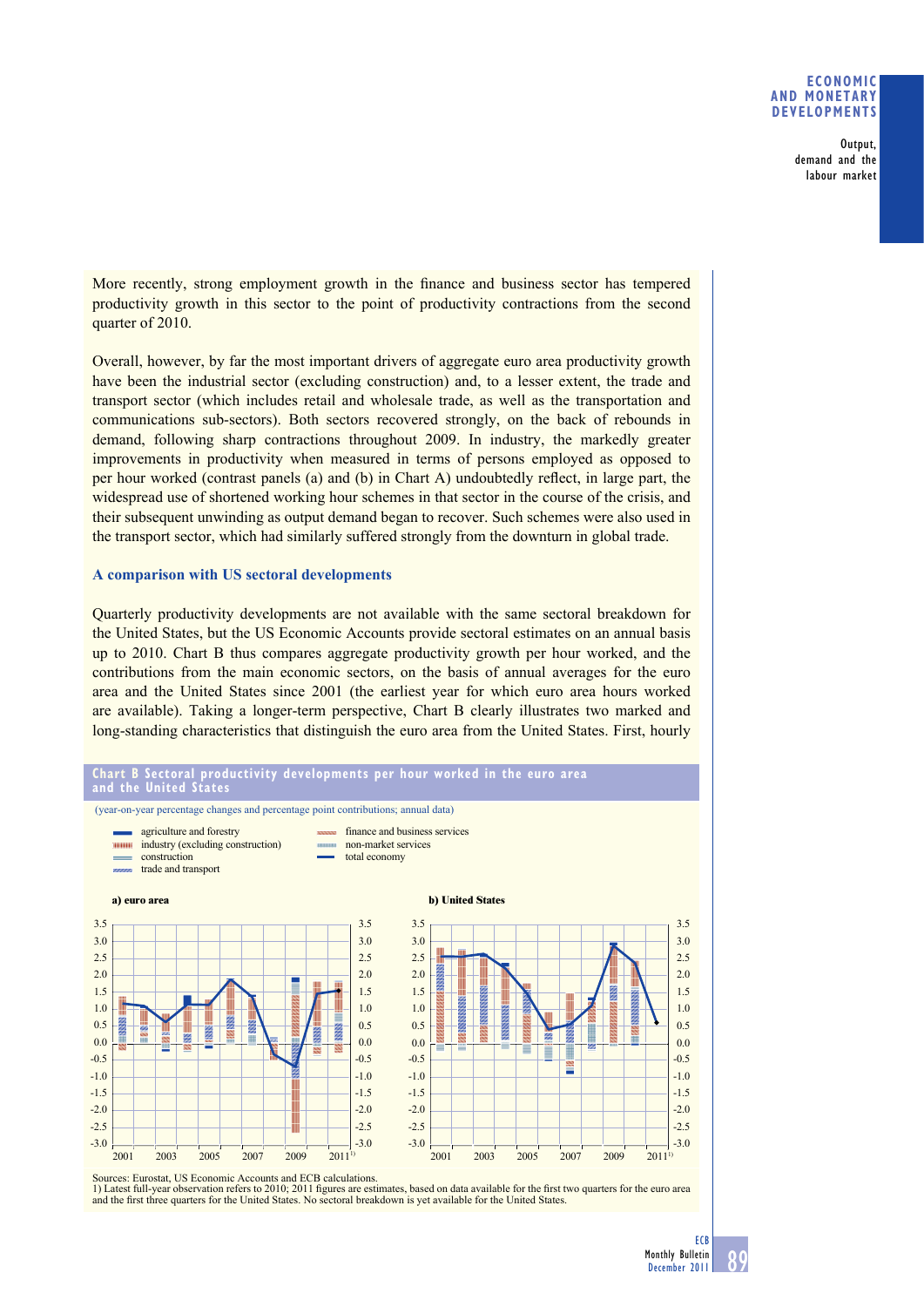More recently, strong employment growth in the finance and business sector has tempered productivity growth in this sector to the point of productivity contractions from the second quarter of 2010.

Overall, however, by far the most important drivers of aggregate euro area productivity growth have been the industrial sector (excluding construction) and, to a lesser extent, the trade and transport sector (which includes retail and wholesale trade, as well as the transportation and communications sub-sectors). Both sectors recovered strongly, on the back of rebounds in demand, following sharp contractions throughout 2009. In industry, the markedly greater improvements in productivity when measured in terms of persons employed as opposed to per hour worked (contrast panels (a) and (b) in Chart A) undoubtedly reflect, in large part, the widespread use of shortened working hour schemes in that sector in the course of the crisis, and their subsequent unwinding as output demand began to recover. Such schemes were also used in the transport sector, which had similarly suffered strongly from the downturn in global trade.

### A comparison with US sectoral developments

Quarterly productivity developments are not available with the same sectoral breakdown for the United States, but the US Economic Accounts provide sectoral estimates on an annual basis up to 2010. Chart B thus compares aggregate productivity growth per hour worked, and the contributions from the main economic sectors, on the basis of annual averages for the euro area and the United States since 2001 (the earliest year for which euro area hours worked are available). Taking a longer-term perspective, Chart B clearly illustrates two marked and long-standing characteristics that distinguish the euro area from the United States. First, hourly

**Chart B Sectoral productivity developments per hour worked in the euro area and the United States**

(year-on-year percentage changes and percentage point contributions; annual data)

- agriculture and forestry
- industry (excluding construction)
- construction
- trade and transport
- finance and business services
- non-market services
- total economy

a) euro area

b) United States

Sources: Eurostat, US Economic Accounts and ECB calculations.
1) Latest full-year observation refers to 2010; 2011 figures are estimates, based on data available for the first two quarters for the euro area and the first three quarters for the United States. No sectoral breakdown is yet available for the United States.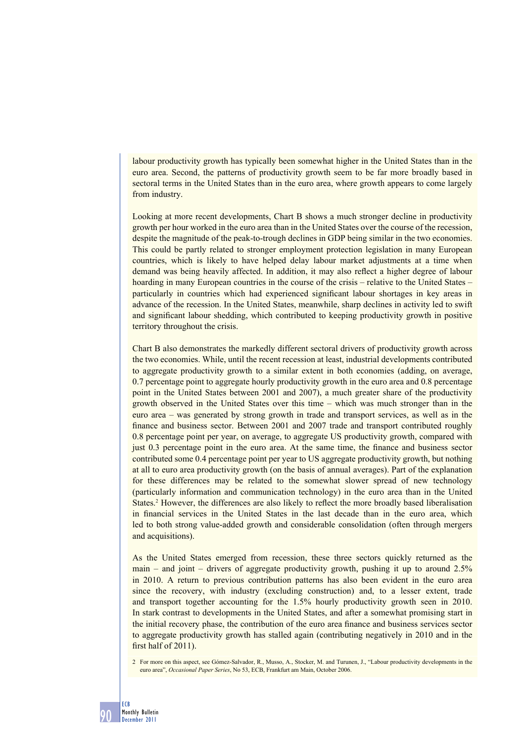labour productivity growth has typically been somewhat higher in the United States than in the euro area. Second, the patterns of productivity growth seem to be far more broadly based in sectoral terms in the United States than in the euro area, where growth appears to come largely from industry.

Looking at more recent developments, Chart B shows a much stronger decline in productivity growth per hour worked in the euro area than in the United States over the course of the recession, despite the magnitude of the peak-to-trough declines in GDP being similar in the two economies. This could be partly related to stronger employment protection legislation in many European countries, which is likely to have helped delay labour market adjustments at a time when demand was being heavily affected. In addition, it may also reflect a higher degree of labour hoarding in many European countries in the course of the crisis – relative to the United States – particularly in countries which had experienced significant labour shortages in key areas in advance of the recession. In the United States, meanwhile, sharp declines in activity led to swift and significant labour shedding, which contributed to keeping productivity growth in positive territory throughout the crisis.

Chart B also demonstrates the markedly different sectoral drivers of productivity growth across the two economies. While, until the recent recession at least, industrial developments contributed to aggregate productivity growth to a similar extent in both economies (adding, on average, 0.7 percentage point to aggregate hourly productivity growth in the euro area and 0.8 percentage point in the United States between 2001 and 2007), a much greater share of the productivity growth observed in the United States over this time – which was much stronger than in the euro area – was generated by strong growth in trade and transport services, as well as in the finance and business sector. Between 2001 and 2007 trade and transport contributed roughly 0.8 percentage point per year, on average, to aggregate US productivity growth, compared with just 0.3 percentage point in the euro area. At the same time, the finance and business sector contributed some 0.4 percentage point per year to US aggregate productivity growth, but nothing at all to euro area productivity growth (on the basis of annual averages). Part of the explanation for these differences may be related to the somewhat slower spread of new technology (particularly information and communication technology) in the euro area than in the United States.[2] However, the differences are also likely to reflect the more broadly based liberalisation in financial services in the United States in the last decade than in the euro area, which led to both strong value-added growth and considerable consolidation (often through mergers and acquisitions).

As the United States emerged from recession, these three sectors quickly returned as the main – and joint – drivers of aggregate productivity growth, pushing it up to around 2.5% in 2010. A return to previous contribution patterns has also been evident in the euro area since the recovery, with industry (excluding construction) and, to a lesser extent, trade and transport together accounting for the 1.5% hourly productivity growth seen in 2010. In stark contrast to developments in the United States, and after a somewhat promising start in the initial recovery phase, the contribution of the euro area finance and business services sector to aggregate productivity growth has stalled again (contributing negatively in 2010 and in the first half of 2011).

2 For more on this aspect, see Gómez-Salvador, R., Musso, A., Stocker, M. and Turunen, J., "Labour productivity developments in the euro area", *Occasional Paper Series*, No 53, ECB, Frankfurt am Main, October 2006.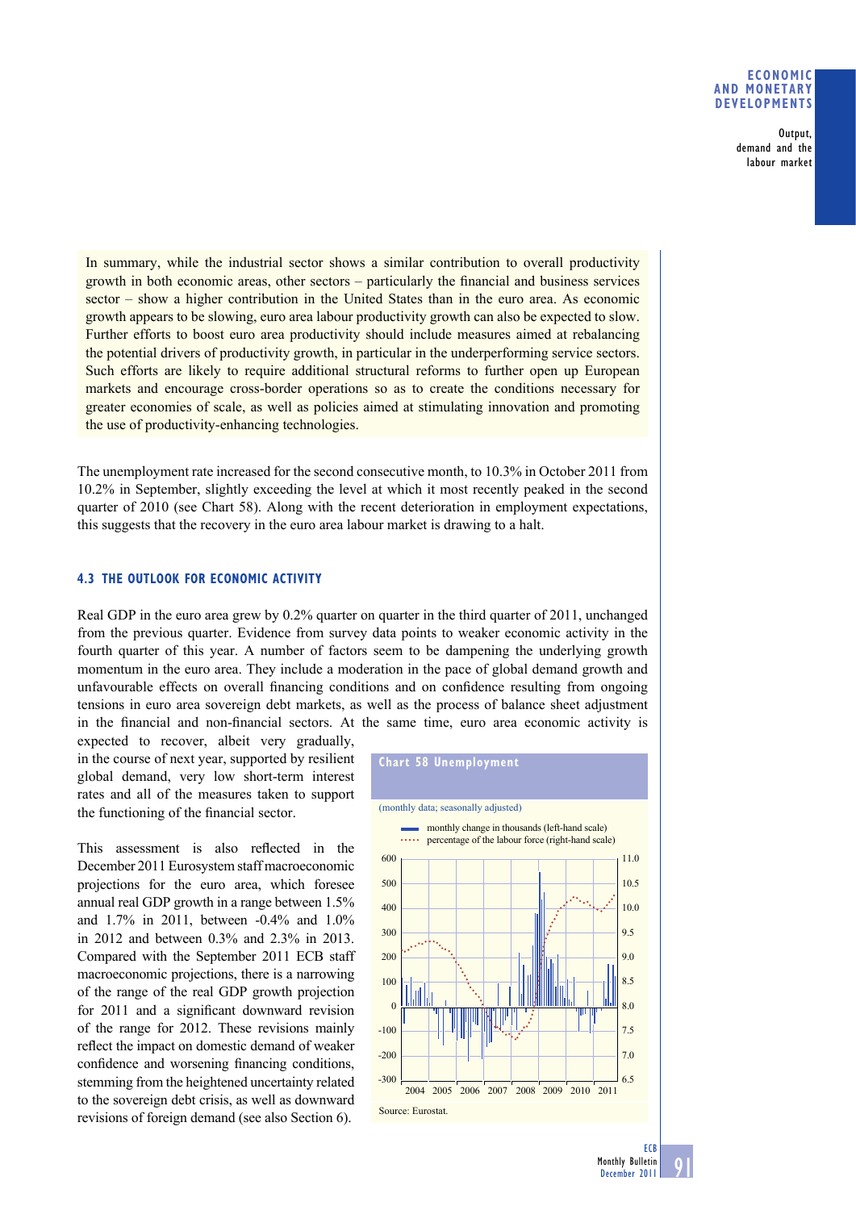In summary, while the industrial sector shows a similar contribution to overall productivity growth in both economic areas, other sectors – particularly the financial and business services sector – show a higher contribution in the United States than in the euro area. As economic growth appears to be slowing, euro area labour productivity growth can also be expected to slow. Further efforts to boost euro area productivity should include measures aimed at rebalancing the potential drivers of productivity growth, in particular in the underperforming service sectors. Such efforts are likely to require additional structural reforms to further open up European markets and encourage cross-border operations so as to create the conditions necessary for greater economies of scale, as well as policies aimed at stimulating innovation and promoting the use of productivity-enhancing technologies.

The unemployment rate increased for the second consecutive month, to 10.3% in October 2011 from 10.2% in September, slightly exceeding the level at which it most recently peaked in the second quarter of 2010 (see Chart 58). Along with the recent deterioration in employment expectations, this suggests that the recovery in the euro area labour market is drawing to a halt.

## 4.3 THE OUTLOOK FOR ECONOMIC ACTIVITY

Real GDP in the euro area grew by 0.2% quarter on quarter in the third quarter of 2011, unchanged from the previous quarter. Evidence from survey data points to weaker economic activity in the fourth quarter of this year. A number of factors seem to be dampening the underlying growth momentum in the euro area. They include a moderation in the pace of global demand growth and unfavourable effects on overall financing conditions and on confidence resulting from ongoing tensions in euro area sovereign debt markets, as well as the process of balance sheet adjustment in the financial and non-financial sectors. At the same time, euro area economic activity is expected to recover, albeit very gradually, in the course of next year, supported by resilient global demand, very low short-term interest rates and all of the measures taken to support the functioning of the financial sector.

This assessment is also reflected in the December 2011 Eurosystem staff macroeconomic projections for the euro area, which foresee annual real GDP growth in a range between 1.5% and 1.7% in 2011, between -0.4% and 1.0% in 2012 and between 0.3% and 2.3% in 2013. Compared with the September 2011 ECB staff macroeconomic projections, there is a narrowing of the range of the real GDP growth projection for 2011 and a significant downward revision of the range for 2012. These revisions mainly reflect the impact on domestic demand of weaker confidence and worsening financing conditions, stemming from the heightened uncertainty related to the sovereign debt crisis, as well as downward revisions of foreign demand (see also Section 6).

**Chart 58 Unemployment**

(monthly data; seasonally adjusted)

monthly change in thousands (left-hand scale)
percentage of the labour force (right-hand scale)

600, 500, 400, 300, 200, 100, 0, -100, -200, -300

11.0, 10.5, 10.0, 9.5, 9.0, 8.5, 8.0, 7.5, 7.0, 6.5

2004 2005 2006 2007 2008 2009 2010 2011

Source: Eurostat.